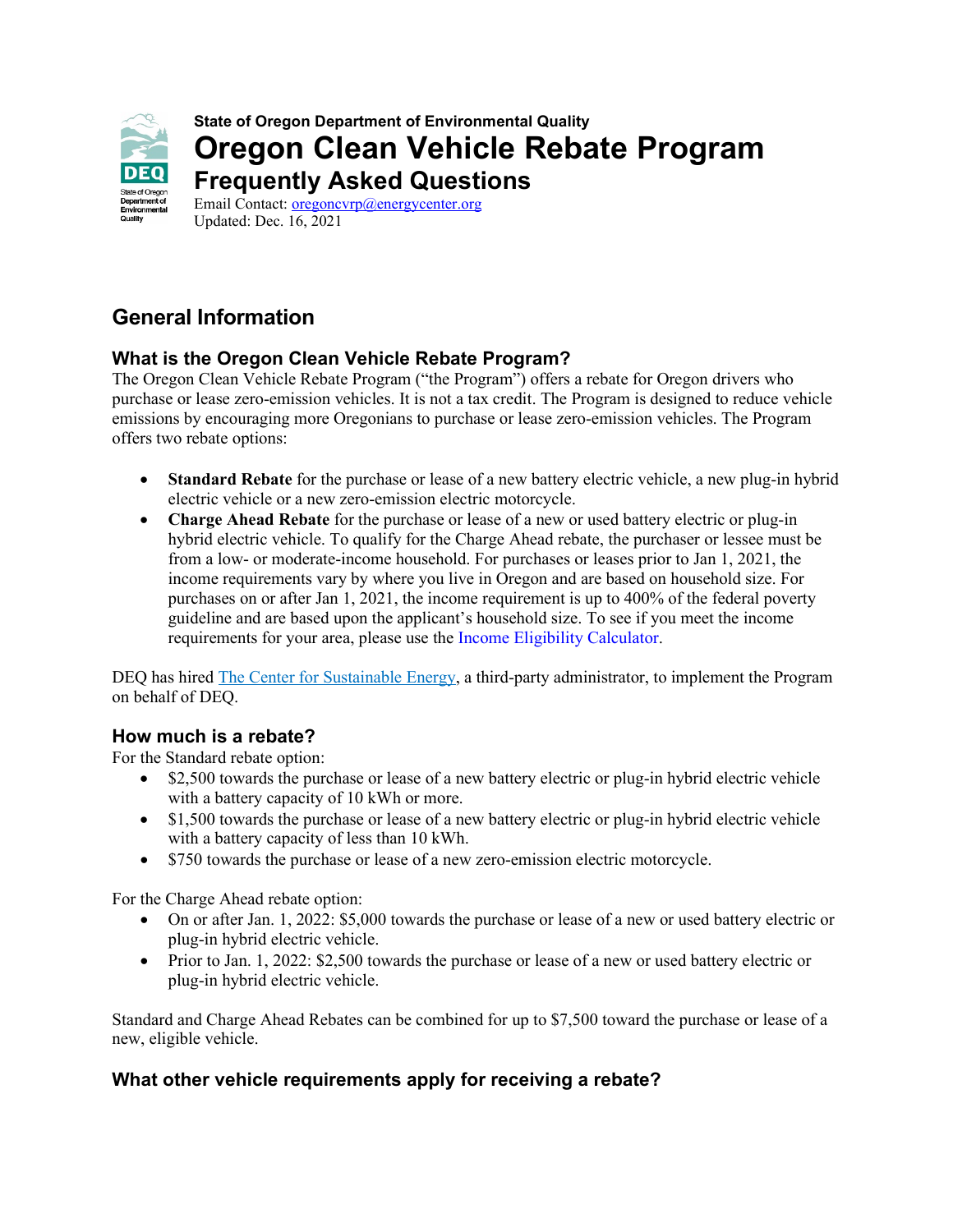State of Oregon Department of Environmental Quality

# Oregon Clean Vehicle Rebate Program

## Frequently Asked Questions

Email Contact: oregoncvrp@energycenter.org
Updated: Dec. 16, 2021

## General Information

### What is the Oregon Clean Vehicle Rebate Program?

The Oregon Clean Vehicle Rebate Program ("the Program") offers a rebate for Oregon drivers who purchase or lease zero-emission vehicles. It is not a tax credit. The Program is designed to reduce vehicle emissions by encouraging more Oregonians to purchase or lease zero-emission vehicles. The Program offers two rebate options:

- **Standard Rebate** for the purchase or lease of a new battery electric vehicle, a new plug-in hybrid electric vehicle or a new zero-emission electric motorcycle.
- **Charge Ahead Rebate** for the purchase or lease of a new or used battery electric or plug-in hybrid electric vehicle. To qualify for the Charge Ahead rebate, the purchaser or lessee must be from a low- or moderate-income household. For purchases or leases prior to Jan 1, 2021, the income requirements vary by where you live in Oregon and are based on household size. For purchases on or after Jan 1, 2021, the income requirement is up to 400% of the federal poverty guideline and are based upon the applicant's household size. To see if you meet the income requirements for your area, please use the Income Eligibility Calculator.

DEQ has hired The Center for Sustainable Energy, a third-party administrator, to implement the Program on behalf of DEQ.

### How much is a rebate?

For the Standard rebate option:

- $2,500 towards the purchase or lease of a new battery electric or plug-in hybrid electric vehicle with a battery capacity of 10 kWh or more.
- $1,500 towards the purchase or lease of a new battery electric or plug-in hybrid electric vehicle with a battery capacity of less than 10 kWh.
- $750 towards the purchase or lease of a new zero-emission electric motorcycle.

For the Charge Ahead rebate option:

- On or after Jan. 1, 2022: $5,000 towards the purchase or lease of a new or used battery electric or plug-in hybrid electric vehicle.
- Prior to Jan. 1, 2022: $2,500 towards the purchase or lease of a new or used battery electric or plug-in hybrid electric vehicle.

Standard and Charge Ahead Rebates can be combined for up to $7,500 toward the purchase or lease of a new, eligible vehicle.

### What other vehicle requirements apply for receiving a rebate?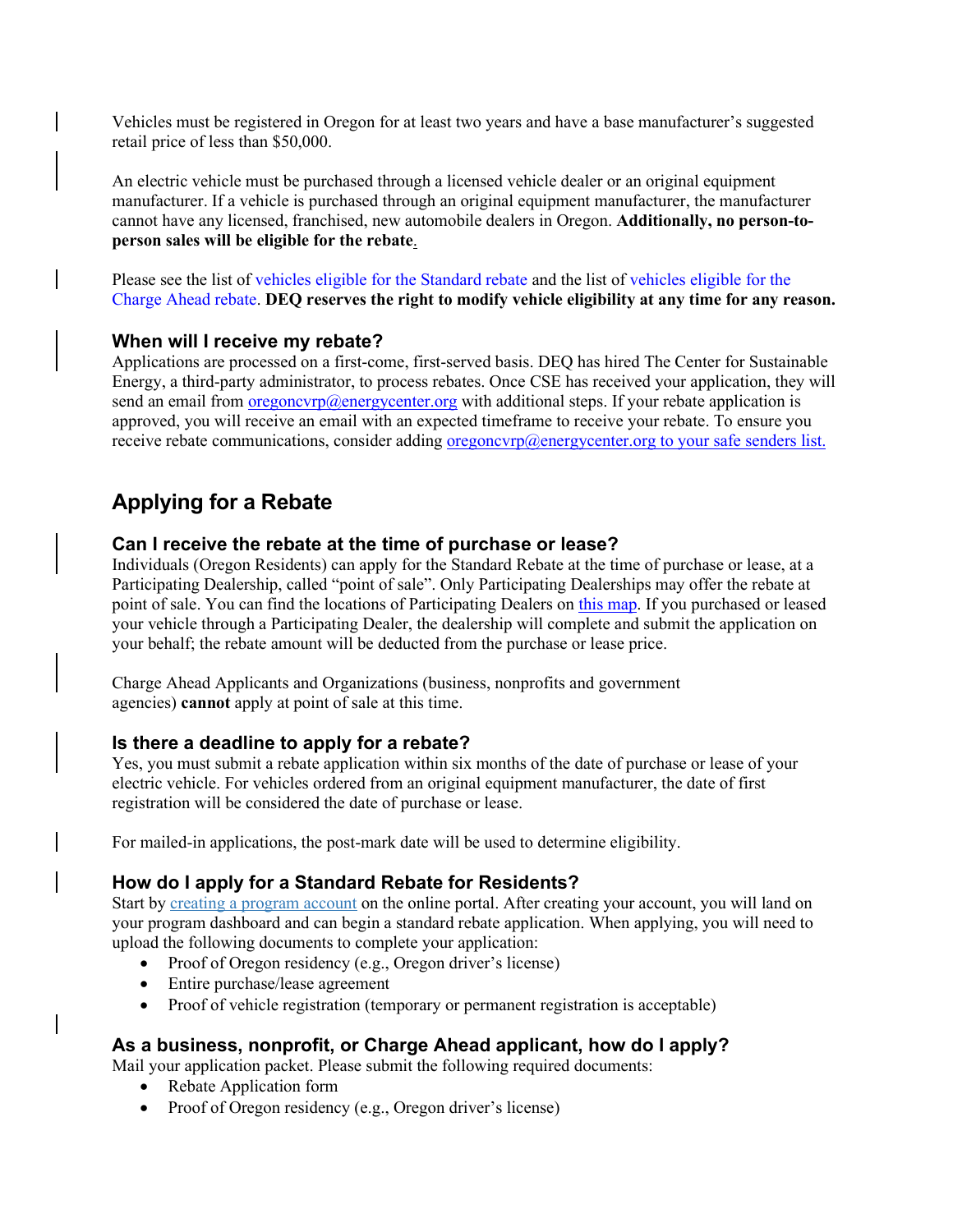Vehicles must be registered in Oregon for at least two years and have a base manufacturer's suggested retail price of less than $50,000.

An electric vehicle must be purchased through a licensed vehicle dealer or an original equipment manufacturer. If a vehicle is purchased through an original equipment manufacturer, the manufacturer cannot have any licensed, franchised, new automobile dealers in Oregon. **Additionally, no person-to-person sales will be eligible for the rebate**.

Please see the list of vehicles eligible for the Standard rebate and the list of vehicles eligible for the Charge Ahead rebate. **DEQ reserves the right to modify vehicle eligibility at any time for any reason.**

### When will I receive my rebate?

Applications are processed on a first-come, first-served basis. DEQ has hired The Center for Sustainable Energy, a third-party administrator, to process rebates. Once CSE has received your application, they will send an email from oregoncvrp@energycenter.org with additional steps. If your rebate application is approved, you will receive an email with an expected timeframe to receive your rebate. To ensure you receive rebate communications, consider adding oregoncvrp@energycenter.org to your safe senders list.

## Applying for a Rebate

### Can I receive the rebate at the time of purchase or lease?

Individuals (Oregon Residents) can apply for the Standard Rebate at the time of purchase or lease, at a Participating Dealership, called "point of sale". Only Participating Dealerships may offer the rebate at point of sale. You can find the locations of Participating Dealers on this map. If you purchased or leased your vehicle through a Participating Dealer, the dealership will complete and submit the application on your behalf; the rebate amount will be deducted from the purchase or lease price.

Charge Ahead Applicants and Organizations (business, nonprofits and government agencies) **cannot** apply at point of sale at this time.

### Is there a deadline to apply for a rebate?

Yes, you must submit a rebate application within six months of the date of purchase or lease of your electric vehicle. For vehicles ordered from an original equipment manufacturer, the date of first registration will be considered the date of purchase or lease.

For mailed-in applications, the post-mark date will be used to determine eligibility.

### How do I apply for a Standard Rebate for Residents?

Start by creating a program account on the online portal. After creating your account, you will land on your program dashboard and can begin a standard rebate application. When applying, you will need to upload the following documents to complete your application:

- Proof of Oregon residency (e.g., Oregon driver's license)
- Entire purchase/lease agreement
- Proof of vehicle registration (temporary or permanent registration is acceptable)

### As a business, nonprofit, or Charge Ahead applicant, how do I apply?

Mail your application packet. Please submit the following required documents:

- Rebate Application form
- Proof of Oregon residency (e.g., Oregon driver's license)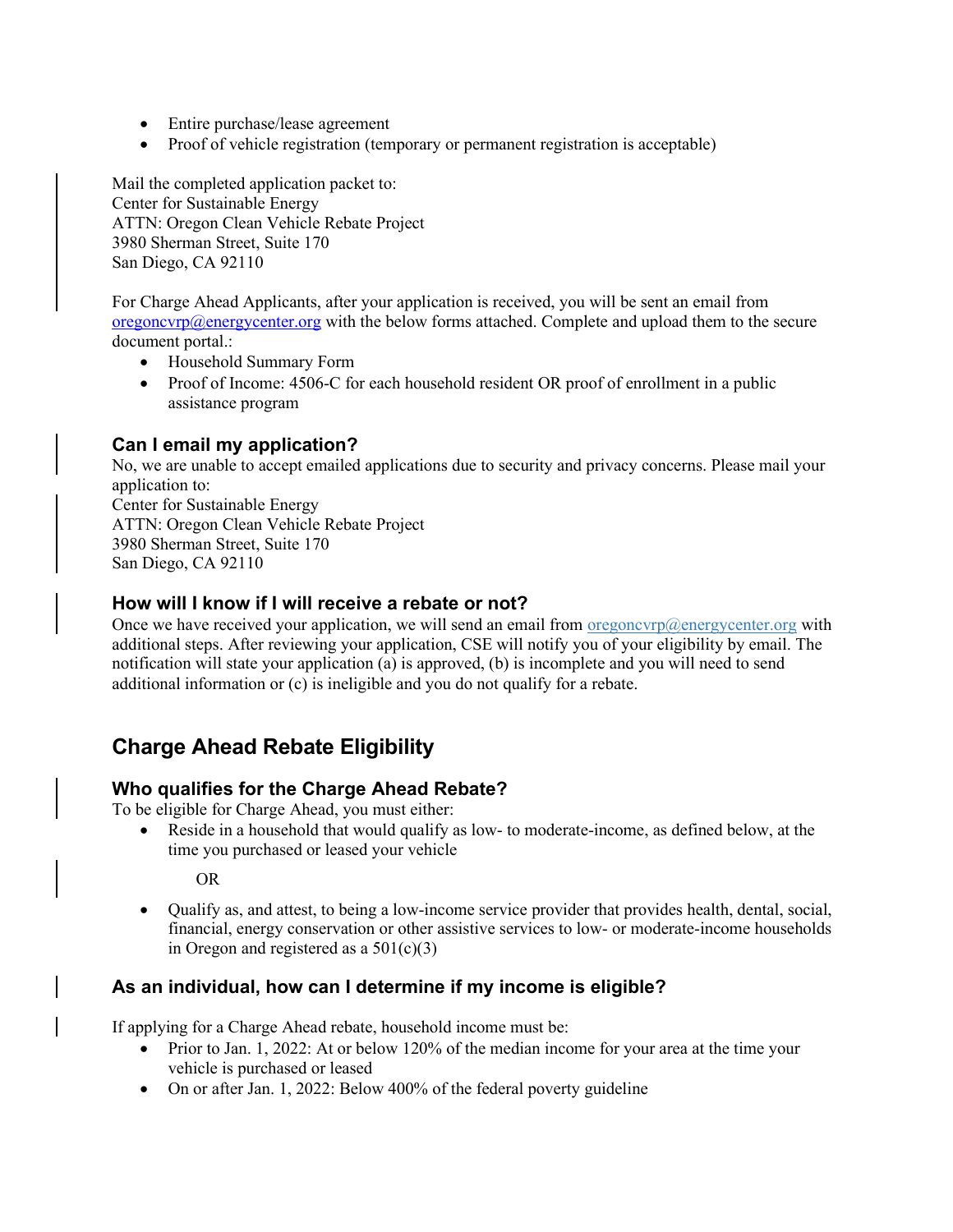- Entire purchase/lease agreement
- Proof of vehicle registration (temporary or permanent registration is acceptable)

Mail the completed application packet to:
Center for Sustainable Energy
ATTN: Oregon Clean Vehicle Rebate Project
3980 Sherman Street, Suite 170
San Diego, CA 92110

For Charge Ahead Applicants, after your application is received, you will be sent an email from [oregoncvrp@energycenter.org](mailto:oregoncvrp@energycenter.org) with the below forms attached. Complete and upload them to the secure document portal.:

- Household Summary Form
- Proof of Income: 4506-C for each household resident OR proof of enrollment in a public assistance program

### Can I email my application?

No, we are unable to accept emailed applications due to security and privacy concerns. Please mail your application to:
Center for Sustainable Energy
ATTN: Oregon Clean Vehicle Rebate Project
3980 Sherman Street, Suite 170
San Diego, CA 92110

### How will I know if I will receive a rebate or not?

Once we have received your application, we will send an email from [oregoncvrp@energycenter.org](mailto:oregoncvrp@energycenter.org) with additional steps. After reviewing your application, CSE will notify you of your eligibility by email. The notification will state your application (a) is approved, (b) is incomplete and you will need to send additional information or (c) is ineligible and you do not qualify for a rebate.

## Charge Ahead Rebate Eligibility

### Who qualifies for the Charge Ahead Rebate?

To be eligible for Charge Ahead, you must either:

- Reside in a household that would qualify as low- to moderate-income, as defined below, at the time you purchased or leased your vehicle

  OR

- Qualify as, and attest, to being a low-income service provider that provides health, dental, social, financial, energy conservation or other assistive services to low- or moderate-income households in Oregon and registered as a 501(c)(3)

### As an individual, how can I determine if my income is eligible?

If applying for a Charge Ahead rebate, household income must be:

- Prior to Jan. 1, 2022: At or below 120% of the median income for your area at the time your vehicle is purchased or leased
- On or after Jan. 1, 2022: Below 400% of the federal poverty guideline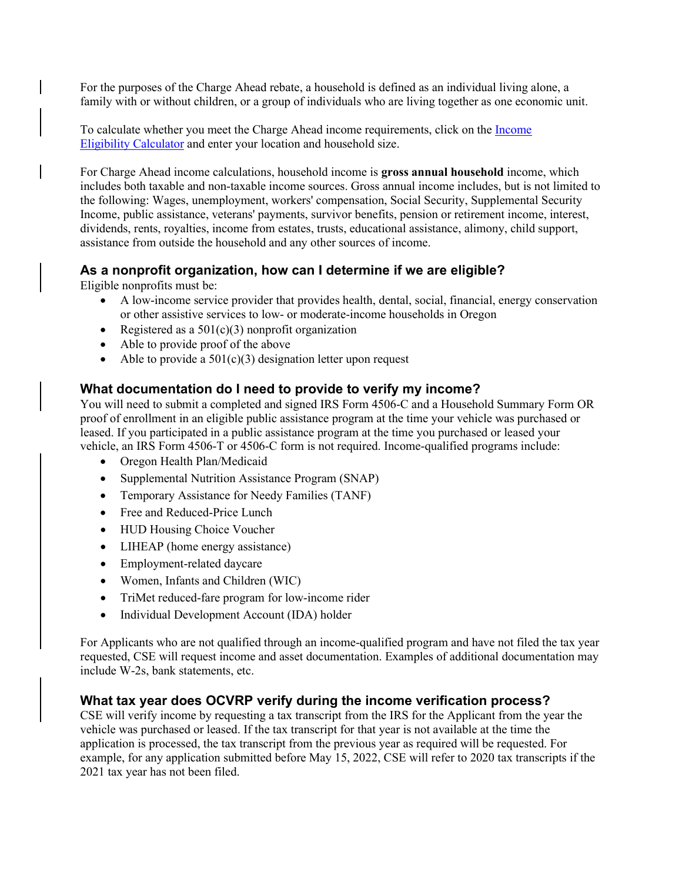For the purposes of the Charge Ahead rebate, a household is defined as an individual living alone, a family with or without children, or a group of individuals who are living together as one economic unit.

To calculate whether you meet the Charge Ahead income requirements, click on the [Income Eligibility Calculator](#) and enter your location and household size.

For Charge Ahead income calculations, household income is **gross annual household** income, which includes both taxable and non-taxable income sources. Gross annual income includes, but is not limited to the following: Wages, unemployment, workers' compensation, Social Security, Supplemental Security Income, public assistance, veterans' payments, survivor benefits, pension or retirement income, interest, dividends, rents, royalties, income from estates, trusts, educational assistance, alimony, child support, assistance from outside the household and any other sources of income.

### As a nonprofit organization, how can I determine if we are eligible?

Eligible nonprofits must be:

- A low-income service provider that provides health, dental, social, financial, energy conservation or other assistive services to low- or moderate-income households in Oregon
- Registered as a 501(c)(3) nonprofit organization
- Able to provide proof of the above
- Able to provide a 501(c)(3) designation letter upon request

### What documentation do I need to provide to verify my income?

You will need to submit a completed and signed IRS Form 4506-C and a Household Summary Form OR proof of enrollment in an eligible public assistance program at the time your vehicle was purchased or leased. If you participated in a public assistance program at the time you purchased or leased your vehicle, an IRS Form 4506-T or 4506-C form is not required. Income-qualified programs include:

- Oregon Health Plan/Medicaid
- Supplemental Nutrition Assistance Program (SNAP)
- Temporary Assistance for Needy Families (TANF)
- Free and Reduced-Price Lunch
- HUD Housing Choice Voucher
- LIHEAP (home energy assistance)
- Employment-related daycare
- Women, Infants and Children (WIC)
- TriMet reduced-fare program for low-income rider
- Individual Development Account (IDA) holder

For Applicants who are not qualified through an income-qualified program and have not filed the tax year requested, CSE will request income and asset documentation. Examples of additional documentation may include W-2s, bank statements, etc.

### What tax year does OCVRP verify during the income verification process?

CSE will verify income by requesting a tax transcript from the IRS for the Applicant from the year the vehicle was purchased or leased. If the tax transcript for that year is not available at the time the application is processed, the tax transcript from the previous year as required will be requested. For example, for any application submitted before May 15, 2022, CSE will refer to 2020 tax transcripts if the 2021 tax year has not been filed.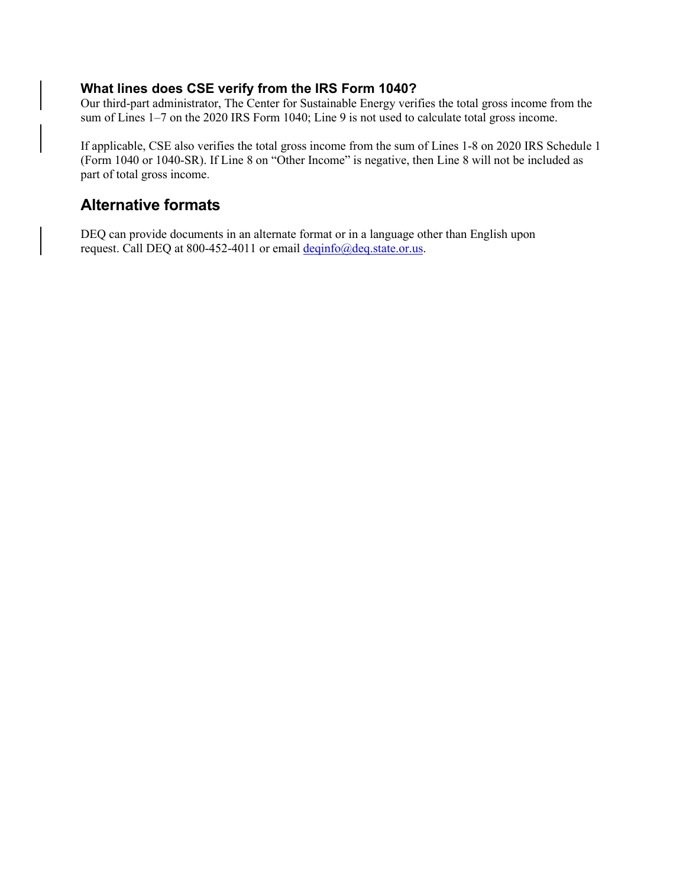### What lines does CSE verify from the IRS Form 1040?

Our third-part administrator, The Center for Sustainable Energy verifies the total gross income from the sum of Lines 1–7 on the 2020 IRS Form 1040; Line 9 is not used to calculate total gross income.

If applicable, CSE also verifies the total gross income from the sum of Lines 1-8 on 2020 IRS Schedule 1 (Form 1040 or 1040-SR). If Line 8 on "Other Income" is negative, then Line 8 will not be included as part of total gross income.

## Alternative formats

DEQ can provide documents in an alternate format or in a language other than English upon request. Call DEQ at 800-452-4011 or email deqinfo@deq.state.or.us.